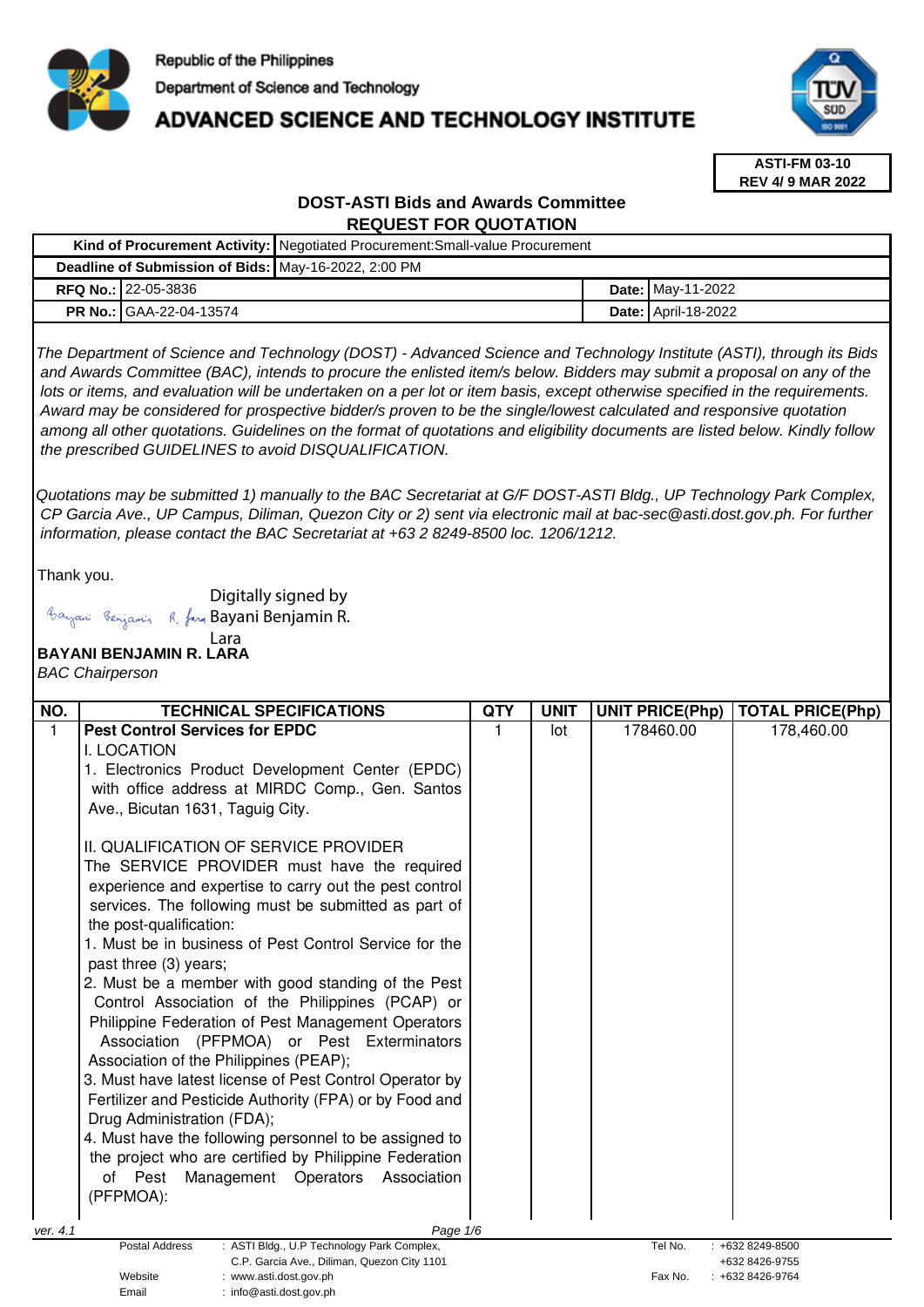Republic of the Philippines
Department of Science and Technology
**ADVANCED SCIENCE AND TECHNOLOGY INSTITUTE**

**ASTI-FM 03-10**
**REV 4/ 9 MAR 2022**

## DOST-ASTI Bids and Awards Committee
## REQUEST FOR QUOTATION

| | | | |
|---|---|---|---|
| **Kind of Procurement Activity:** | Negotiated Procurement:Small-value Procurement | | |
| **Deadline of Submission of Bids:** | May-16-2022, 2:00 PM | | |
| **RFQ No.:** | 22-05-3836 | **Date:** | May-11-2022 |
| **PR No.:** | GAA-22-04-13574 | **Date:** | April-18-2022 |

*The Department of Science and Technology (DOST) - Advanced Science and Technology Institute (ASTI), through its Bids and Awards Committee (BAC), intends to procure the enlisted item/s below. Bidders may submit a proposal on any of the lots or items, and evaluation will be undertaken on a per lot or item basis, except otherwise specified in the requirements. Award may be considered for prospective bidder/s proven to be the single/lowest calculated and responsive quotation among all other quotations. Guidelines on the format of quotations and eligibility documents are listed below. Kindly follow the prescribed GUIDELINES to avoid DISQUALIFICATION.*

*Quotations may be submitted 1) manually to the BAC Secretariat at G/F DOST-ASTI Bldg., UP Technology Park Complex, CP Garcia Ave., UP Campus, Diliman, Quezon City or 2) sent via electronic mail at bac-sec@asti.dost.gov.ph. For further information, please contact the BAC Secretariat at +63 2 8249-8500 loc. 1206/1212.*

Thank you.

Digitally signed by Bayani Benjamin R. Lara

**BAYANI BENJAMIN R. LARA**
*BAC Chairperson*

| NO. | TECHNICAL SPECIFICATIONS | QTY | UNIT | UNIT PRICE(Php) | TOTAL PRICE(Php) |
|---|---|---|---|---|---|
| 1 | **Pest Control Services for EPDC**<br>I. LOCATION<br>1. Electronics Product Development Center (EPDC) with office address at MIRDC Comp., Gen. Santos Ave., Bicutan 1631, Taguig City.<br><br>II. QUALIFICATION OF SERVICE PROVIDER<br>The SERVICE PROVIDER must have the required experience and expertise to carry out the pest control services. The following must be submitted as part of the post-qualification:<br>1. Must be in business of Pest Control Service for the past three (3) years;<br>2. Must be a member with good standing of the Pest Control Association of the Philippines (PCAP) or Philippine Federation of Pest Management Operators Association (PFPMOA) or Pest Exterminators Association of the Philippines (PEAP);<br>3. Must have latest license of Pest Control Operator by Fertilizer and Pesticide Authority (FPA) or by Food and Drug Administration (FDA);<br>4. Must have the following personnel to be assigned to the project who are certified by Philippine Federation of Pest Management Operators Association (PFPMOA): | 1 | lot | 178460.00 | 178,460.00 |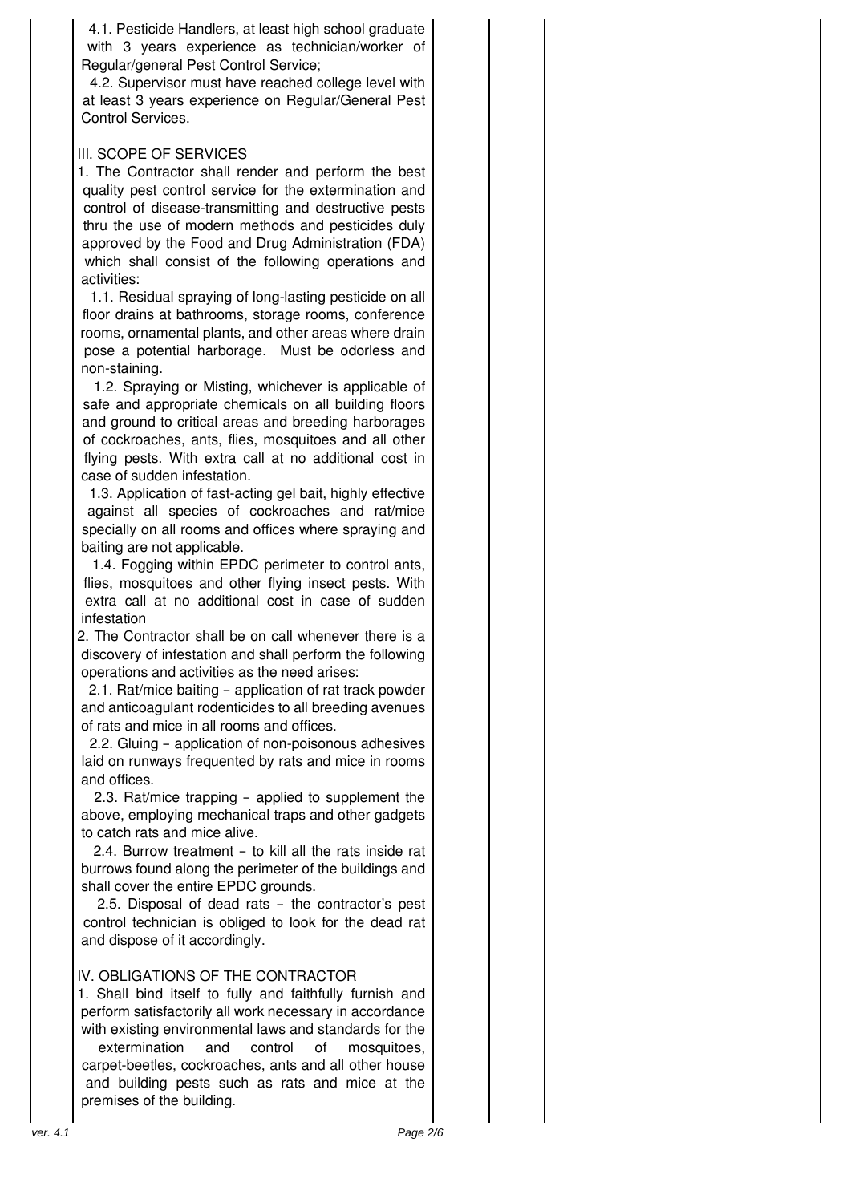4.1. Pesticide Handlers, at least high school graduate with 3 years experience as technician/worker of Regular/general Pest Control Service;

4.2. Supervisor must have reached college level with at least 3 years experience on Regular/General Pest Control Services.

III. SCOPE OF SERVICES

1. The Contractor shall render and perform the best quality pest control service for the extermination and control of disease-transmitting and destructive pests thru the use of modern methods and pesticides duly approved by the Food and Drug Administration (FDA) which shall consist of the following operations and activities:

1.1. Residual spraying of long-lasting pesticide on all floor drains at bathrooms, storage rooms, conference rooms, ornamental plants, and other areas where drain pose a potential harborage. Must be odorless and non-staining.

1.2. Spraying or Misting, whichever is applicable of safe and appropriate chemicals on all building floors and ground to critical areas and breeding harborages of cockroaches, ants, flies, mosquitoes and all other flying pests. With extra call at no additional cost in case of sudden infestation.

1.3. Application of fast-acting gel bait, highly effective against all species of cockroaches and rat/mice specially on all rooms and offices where spraying and baiting are not applicable.

1.4. Fogging within EPDC perimeter to control ants, flies, mosquitoes and other flying insect pests. With extra call at no additional cost in case of sudden infestation

2. The Contractor shall be on call whenever there is a discovery of infestation and shall perform the following operations and activities as the need arises:

2.1. Rat/mice baiting – application of rat track powder and anticoagulant rodenticides to all breeding avenues of rats and mice in all rooms and offices.

2.2. Gluing – application of non-poisonous adhesives laid on runways frequented by rats and mice in rooms and offices.

2.3. Rat/mice trapping – applied to supplement the above, employing mechanical traps and other gadgets to catch rats and mice alive.

2.4. Burrow treatment – to kill all the rats inside rat burrows found along the perimeter of the buildings and shall cover the entire EPDC grounds.

2.5. Disposal of dead rats – the contractor's pest control technician is obliged to look for the dead rat and dispose of it accordingly.

IV. OBLIGATIONS OF THE CONTRACTOR

1. Shall bind itself to fully and faithfully furnish and perform satisfactorily all work necessary in accordance with existing environmental laws and standards for the extermination and control of mosquitoes, carpet-beetles, cockroaches, ants and all other house and building pests such as rats and mice at the premises of the building.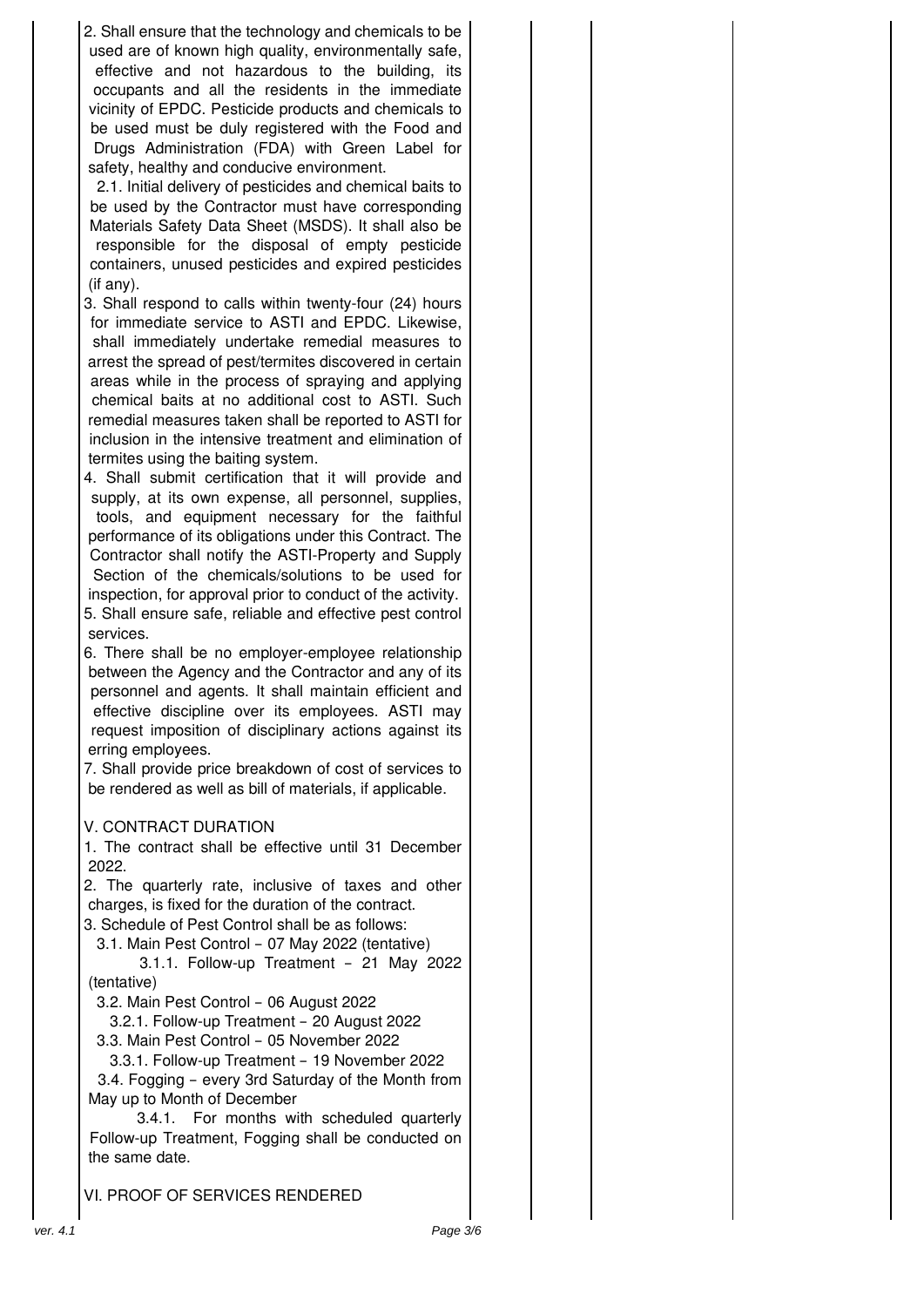2. Shall ensure that the technology and chemicals to be used are of known high quality, environmentally safe, effective and not hazardous to the building, its occupants and all the residents in the immediate vicinity of EPDC. Pesticide products and chemicals to be used must be duly registered with the Food and Drugs Administration (FDA) with Green Label for safety, healthy and conducive environment.

   2.1. Initial delivery of pesticides and chemical baits to be used by the Contractor must have corresponding Materials Safety Data Sheet (MSDS). It shall also be responsible for the disposal of empty pesticide containers, unused pesticides and expired pesticides (if any).

3. Shall respond to calls within twenty-four (24) hours for immediate service to ASTI and EPDC. Likewise, shall immediately undertake remedial measures to arrest the spread of pest/termites discovered in certain areas while in the process of spraying and applying chemical baits at no additional cost to ASTI. Such remedial measures taken shall be reported to ASTI for inclusion in the intensive treatment and elimination of termites using the baiting system.
4. Shall submit certification that it will provide and supply, at its own expense, all personnel, supplies, tools, and equipment necessary for the faithful performance of its obligations under this Contract. The Contractor shall notify the ASTI-Property and Supply Section of the chemicals/solutions to be used for inspection, for approval prior to conduct of the activity.
5. Shall ensure safe, reliable and effective pest control services.
6. There shall be no employer-employee relationship between the Agency and the Contractor and any of its personnel and agents. It shall maintain efficient and effective discipline over its employees. ASTI may request imposition of disciplinary actions against its erring employees.
7. Shall provide price breakdown of cost of services to be rendered as well as bill of materials, if applicable.

V. CONTRACT DURATION

1. The contract shall be effective until 31 December 2022.
2. The quarterly rate, inclusive of taxes and other charges, is fixed for the duration of the contract.
3. Schedule of Pest Control shall be as follows:
   - 3.1. Main Pest Control – 07 May 2022 (tentative)
     - 3.1.1. Follow-up Treatment – 21 May 2022 (tentative)
   - 3.2. Main Pest Control – 06 August 2022
     - 3.2.1. Follow-up Treatment – 20 August 2022
   - 3.3. Main Pest Control – 05 November 2022
     - 3.3.1. Follow-up Treatment – 19 November 2022
   - 3.4. Fogging – every 3rd Saturday of the Month from May up to Month of December
     - 3.4.1. For months with scheduled quarterly Follow-up Treatment, Fogging shall be conducted on the same date.

VI. PROOF OF SERVICES RENDERED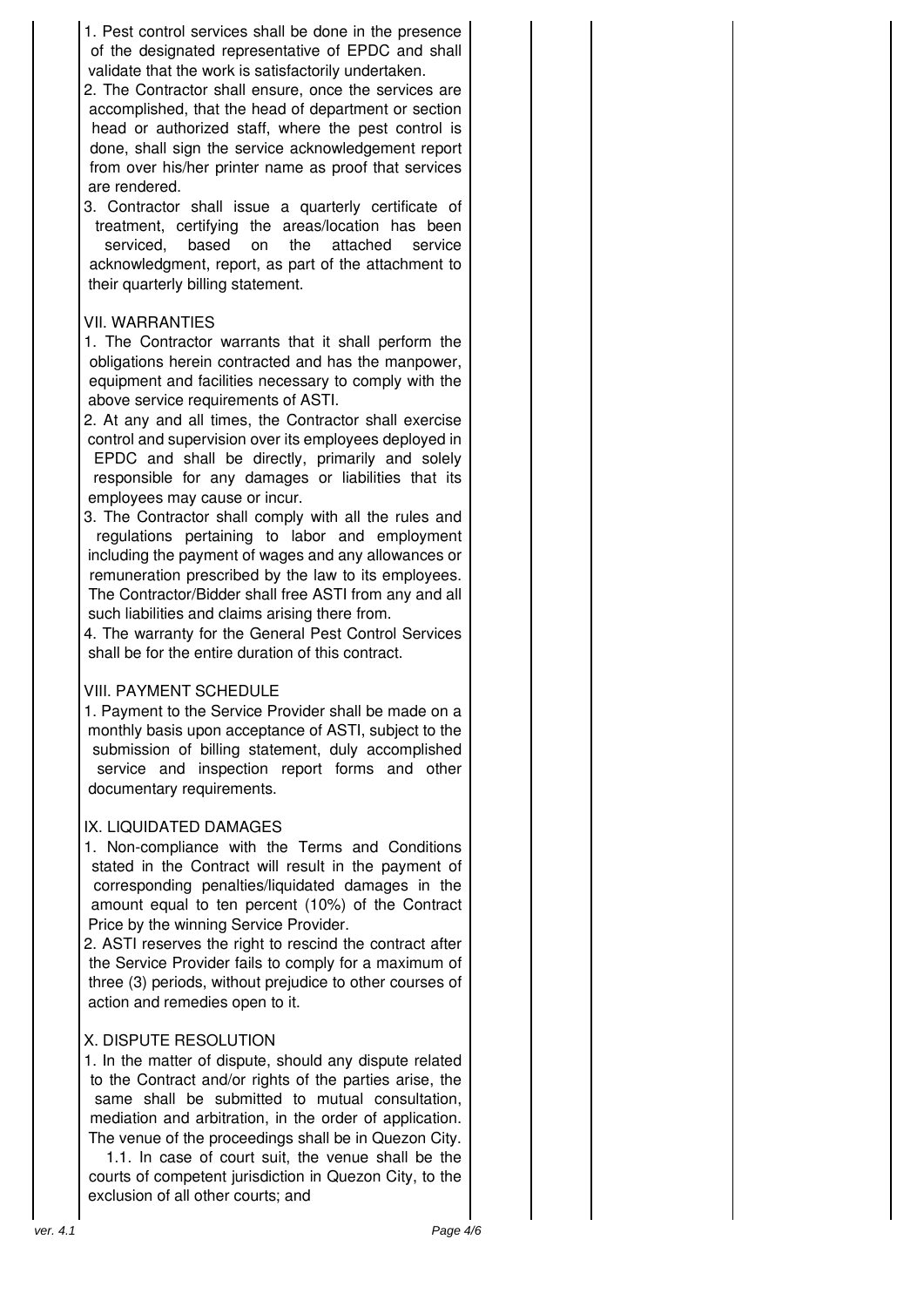1. Pest control services shall be done in the presence of the designated representative of EPDC and shall validate that the work is satisfactorily undertaken.
2. The Contractor shall ensure, once the services are accomplished, that the head of department or section head or authorized staff, where the pest control is done, shall sign the service acknowledgement report from over his/her printer name as proof that services are rendered.
3. Contractor shall issue a quarterly certificate of treatment, certifying the areas/location has been serviced, based on the attached service acknowledgment, report, as part of the attachment to their quarterly billing statement.

VII. WARRANTIES

1. The Contractor warrants that it shall perform the obligations herein contracted and has the manpower, equipment and facilities necessary to comply with the above service requirements of ASTI.
2. At any and all times, the Contractor shall exercise control and supervision over its employees deployed in EPDC and shall be directly, primarily and solely responsible for any damages or liabilities that its employees may cause or incur.
3. The Contractor shall comply with all the rules and regulations pertaining to labor and employment including the payment of wages and any allowances or remuneration prescribed by the law to its employees. The Contractor/Bidder shall free ASTI from any and all such liabilities and claims arising there from.
4. The warranty for the General Pest Control Services shall be for the entire duration of this contract.

VIII. PAYMENT SCHEDULE

1. Payment to the Service Provider shall be made on a monthly basis upon acceptance of ASTI, subject to the submission of billing statement, duly accomplished service and inspection report forms and other documentary requirements.

IX. LIQUIDATED DAMAGES

1. Non-compliance with the Terms and Conditions stated in the Contract will result in the payment of corresponding penalties/liquidated damages in the amount equal to ten percent (10%) of the Contract Price by the winning Service Provider.
2. ASTI reserves the right to rescind the contract after the Service Provider fails to comply for a maximum of three (3) periods, without prejudice to other courses of action and remedies open to it.

X. DISPUTE RESOLUTION

1. In the matter of dispute, should any dispute related to the Contract and/or rights of the parties arise, the same shall be submitted to mutual consultation, mediation and arbitration, in the order of application. The venue of the proceedings shall be in Quezon City.
   1.1. In case of court suit, the venue shall be the courts of competent jurisdiction in Quezon City, to the exclusion of all other courts; and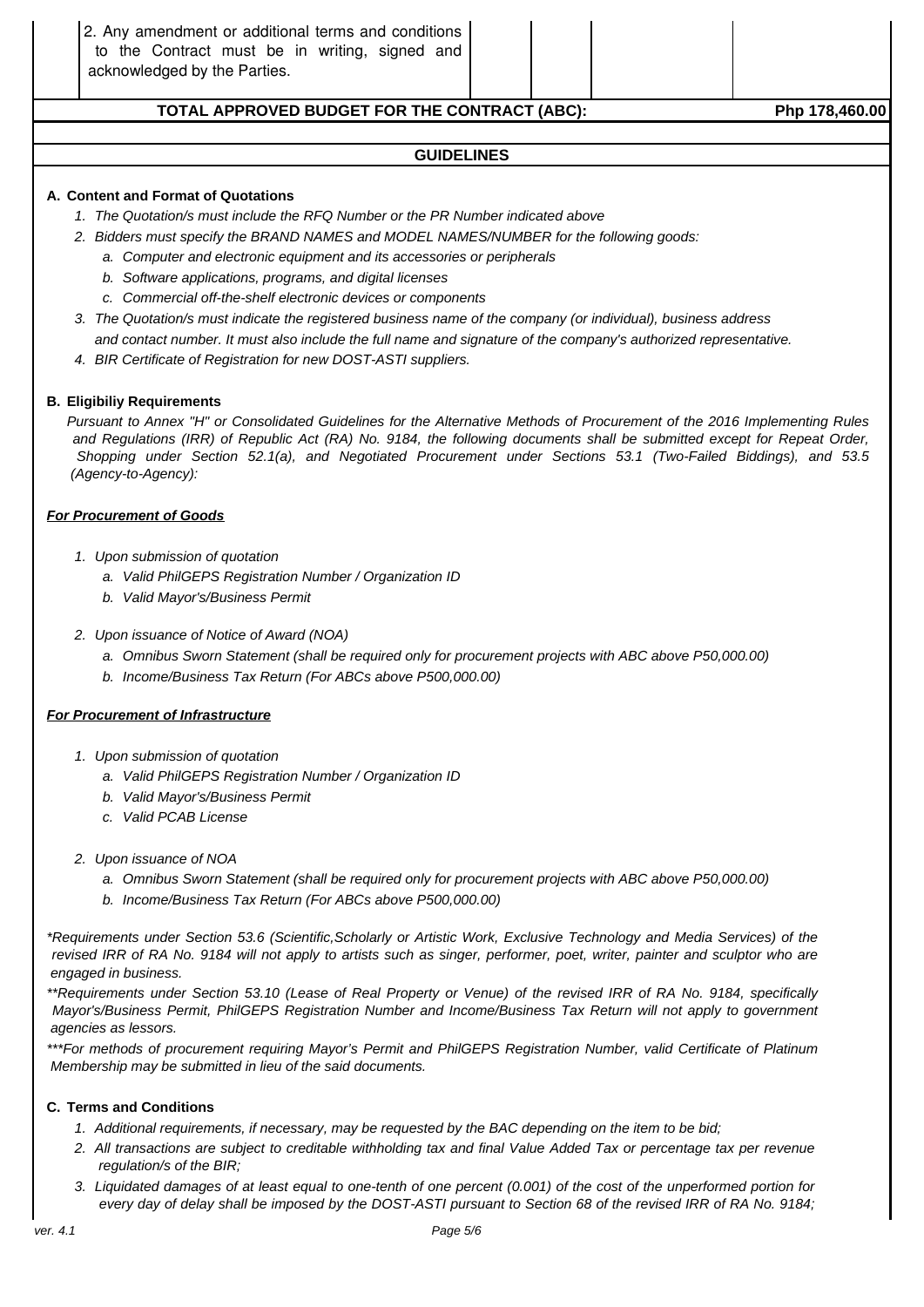| | | | | |
|---|---|---|---|---|
| 2. Any amendment or additional terms and conditions to the Contract must be in writing, signed and acknowledged by the Parties. | | | | |

| **TOTAL APPROVED BUDGET FOR THE CONTRACT (ABC):** | **Php 178,460.00** |
|---|---|

## GUIDELINES

**A. Content and Format of Quotations**

1. *The Quotation/s must include the RFQ Number or the PR Number indicated above*
2. *Bidders must specify the BRAND NAMES and MODEL NAMES/NUMBER for the following goods:*
   a. *Computer and electronic equipment and its accessories or peripherals*
   b. *Software applications, programs, and digital licenses*
   c. *Commercial off-the-shelf electronic devices or components*
3. *The Quotation/s must indicate the registered business name of the company (or individual), business address and contact number. It must also include the full name and signature of the company's authorized representative.*
4. *BIR Certificate of Registration for new DOST-ASTI suppliers.*

**B. Eligibiliy Requirements**

*Pursuant to Annex "H" or Consolidated Guidelines for the Alternative Methods of Procurement of the 2016 Implementing Rules and Regulations (IRR) of Republic Act (RA) No. 9184, the following documents shall be submitted except for Repeat Order, Shopping under Section 52.1(a), and Negotiated Procurement under Sections 53.1 (Two-Failed Biddings), and 53.5 (Agency-to-Agency):*

***For Procurement of Goods***

1. *Upon submission of quotation*
   a. *Valid PhilGEPS Registration Number / Organization ID*
   b. *Valid Mayor's/Business Permit*
2. *Upon issuance of Notice of Award (NOA)*
   a. *Omnibus Sworn Statement (shall be required only for procurement projects with ABC above P50,000.00)*
   b. *Income/Business Tax Return (For ABCs above P500,000.00)*

***For Procurement of Infrastructure***

1. *Upon submission of quotation*
   a. *Valid PhilGEPS Registration Number / Organization ID*
   b. *Valid Mayor's/Business Permit*
   c. *Valid PCAB License*
2. *Upon issuance of NOA*
   a. *Omnibus Sworn Statement (shall be required only for procurement projects with ABC above P50,000.00)*
   b. *Income/Business Tax Return (For ABCs above P500,000.00)*

*\*Requirements under Section 53.6 (Scientific,Scholarly or Artistic Work, Exclusive Technology and Media Services) of the revised IRR of RA No. 9184 will not apply to artists such as singer, performer, poet, writer, painter and sculptor who are engaged in business.*

*\*\*Requirements under Section 53.10 (Lease of Real Property or Venue) of the revised IRR of RA No. 9184, specifically Mayor's/Business Permit, PhilGEPS Registration Number and Income/Business Tax Return will not apply to government agencies as lessors.*

*\*\*\*For methods of procurement requiring Mayor's Permit and PhilGEPS Registration Number, valid Certificate of Platinum Membership may be submitted in lieu of the said documents.*

**C. Terms and Conditions**

1. *Additional requirements, if necessary, may be requested by the BAC depending on the item to be bid;*
2. *All transactions are subject to creditable withholding tax and final Value Added Tax or percentage tax per revenue regulation/s of the BIR;*
3. *Liquidated damages of at least equal to one-tenth of one percent (0.001) of the cost of the unperformed portion for every day of delay shall be imposed by the DOST-ASTI pursuant to Section 68 of the revised IRR of RA No. 9184;*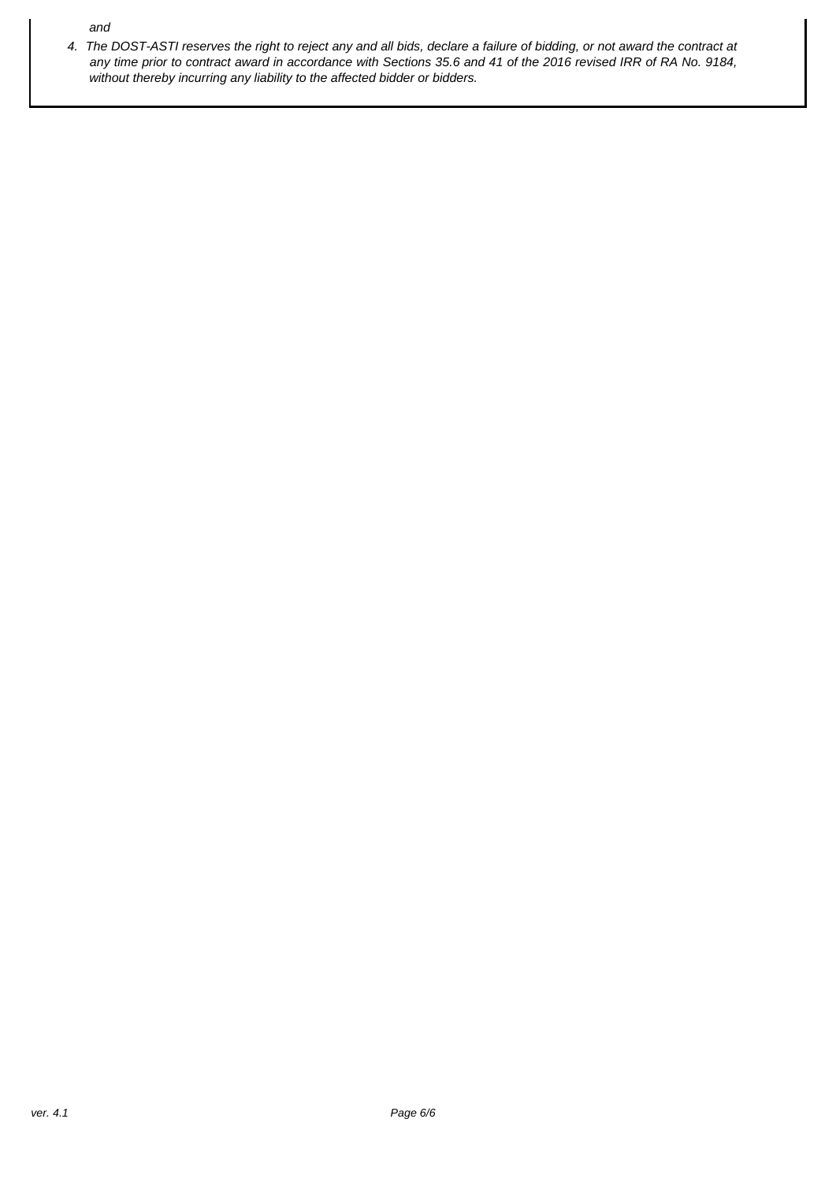*and*

4. *The DOST-ASTI reserves the right to reject any and all bids, declare a failure of bidding, or not award the contract at any time prior to contract award in accordance with Sections 35.6 and 41 of the 2016 revised IRR of RA No. 9184, without thereby incurring any liability to the affected bidder or bidders.*